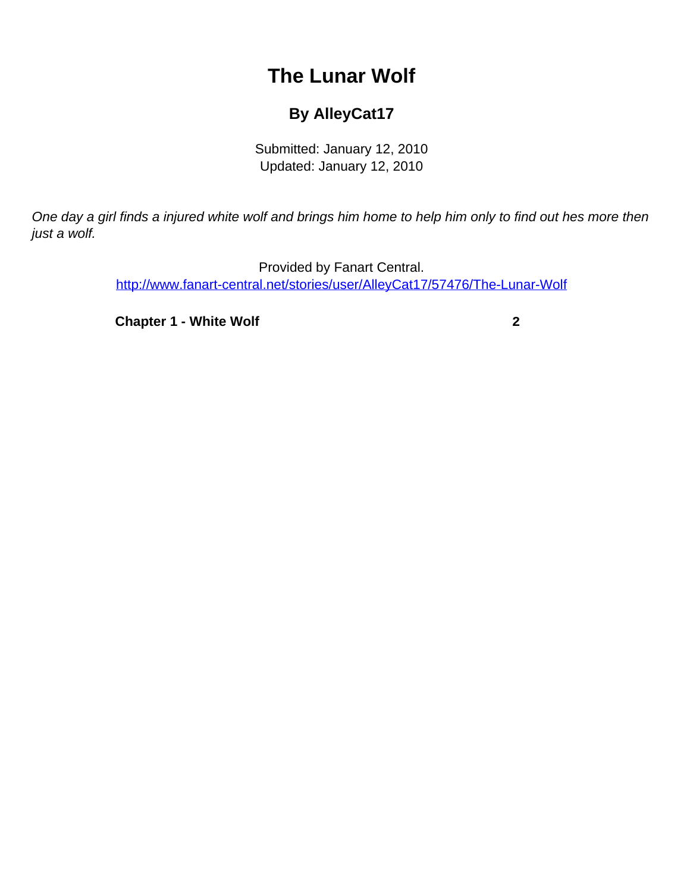# The Lunar Wolf

## By AlleyCat17

Submitted: January 12, 2010
Updated: January 12, 2010

*One day a girl finds a injured white wolf and brings him home to help him only to find out hes more then just a wolf.*

Provided by Fanart Central.
http://www.fanart-central.net/stories/user/AlleyCat17/57476/The-Lunar-Wolf

**Chapter 1 - White Wolf** **2**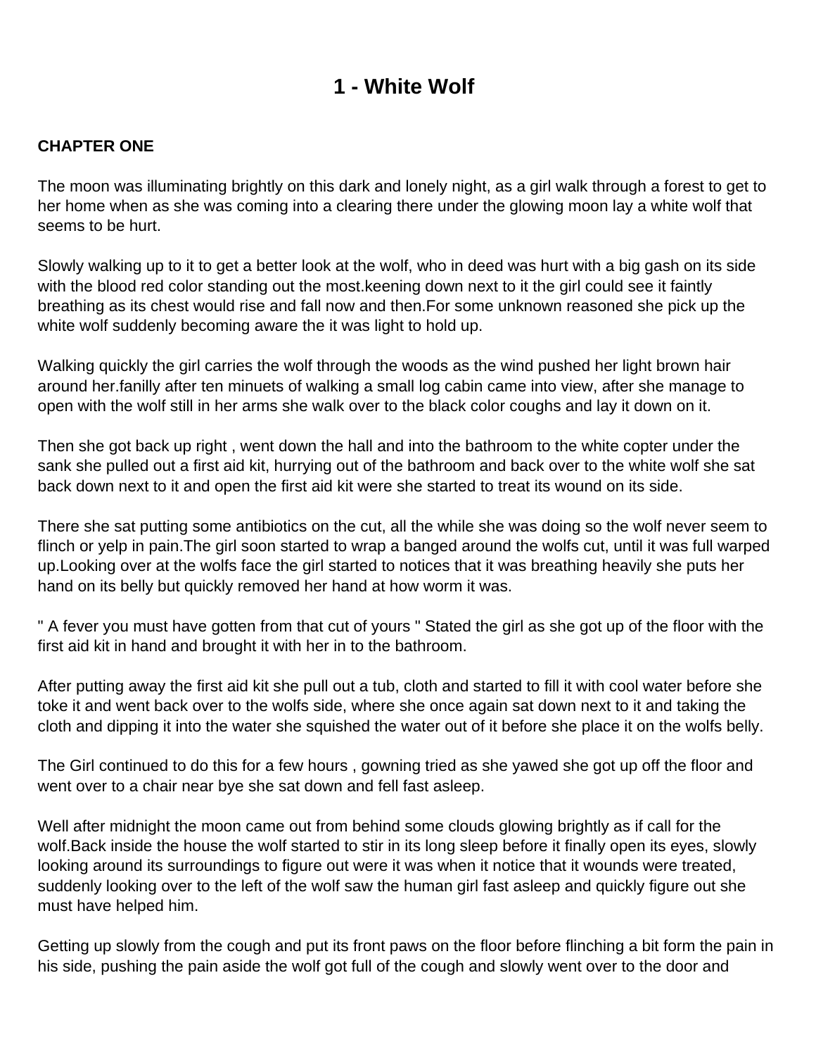# 1 - White Wolf

**CHAPTER ONE**

The moon was illuminating brightly on this dark and lonely night, as a girl walk through a forest to get to her home when as she was coming into a clearing there under the glowing moon lay a white wolf that seems to be hurt.

Slowly walking up to it to get a better look at the wolf, who in deed was hurt with a big gash on its side with the blood red color standing out the most.keening down next to it the girl could see it faintly breathing as its chest would rise and fall now and then.For some unknown reasoned she pick up the white wolf suddenly becoming aware the it was light to hold up.

Walking quickly the girl carries the wolf through the woods as the wind pushed her light brown hair around her.fanilly after ten minuets of walking a small log cabin came into view, after she manage to open with the wolf still in her arms she walk over to the black color coughs and lay it down on it.

Then she got back up right , went down the hall and into the bathroom to the white copter under the sank she pulled out a first aid kit, hurrying out of the bathroom and back over to the white wolf she sat back down next to it and open the first aid kit were she started to treat its wound on its side.

There she sat putting some antibiotics on the cut, all the while she was doing so the wolf never seem to flinch or yelp in pain.The girl soon started to wrap a banged around the wolfs cut, until it was full warped up.Looking over at the wolfs face the girl started to notices that it was breathing heavily she puts her hand on its belly but quickly removed her hand at how worm it was.

" A fever you must have gotten from that cut of yours " Stated the girl as she got up of the floor with the first aid kit in hand and brought it with her in to the bathroom.

After putting away the first aid kit she pull out a tub, cloth and started to fill it with cool water before she toke it and went back over to the wolfs side, where she once again sat down next to it and taking the cloth and dipping it into the water she squished the water out of it before she place it on the wolfs belly.

The Girl continued to do this for a few hours , gowning tried as she yawed she got up off the floor and went over to a chair near bye she sat down and fell fast asleep.

Well after midnight the moon came out from behind some clouds glowing brightly as if call for the wolf.Back inside the house the wolf started to stir in its long sleep before it finally open its eyes, slowly looking around its surroundings to figure out were it was when it notice that it wounds were treated, suddenly looking over to the left of the wolf saw the human girl fast asleep and quickly figure out she must have helped him.

Getting up slowly from the cough and put its front paws on the floor before flinching a bit form the pain in his side, pushing the pain aside the wolf got full of the cough and slowly went over to the door and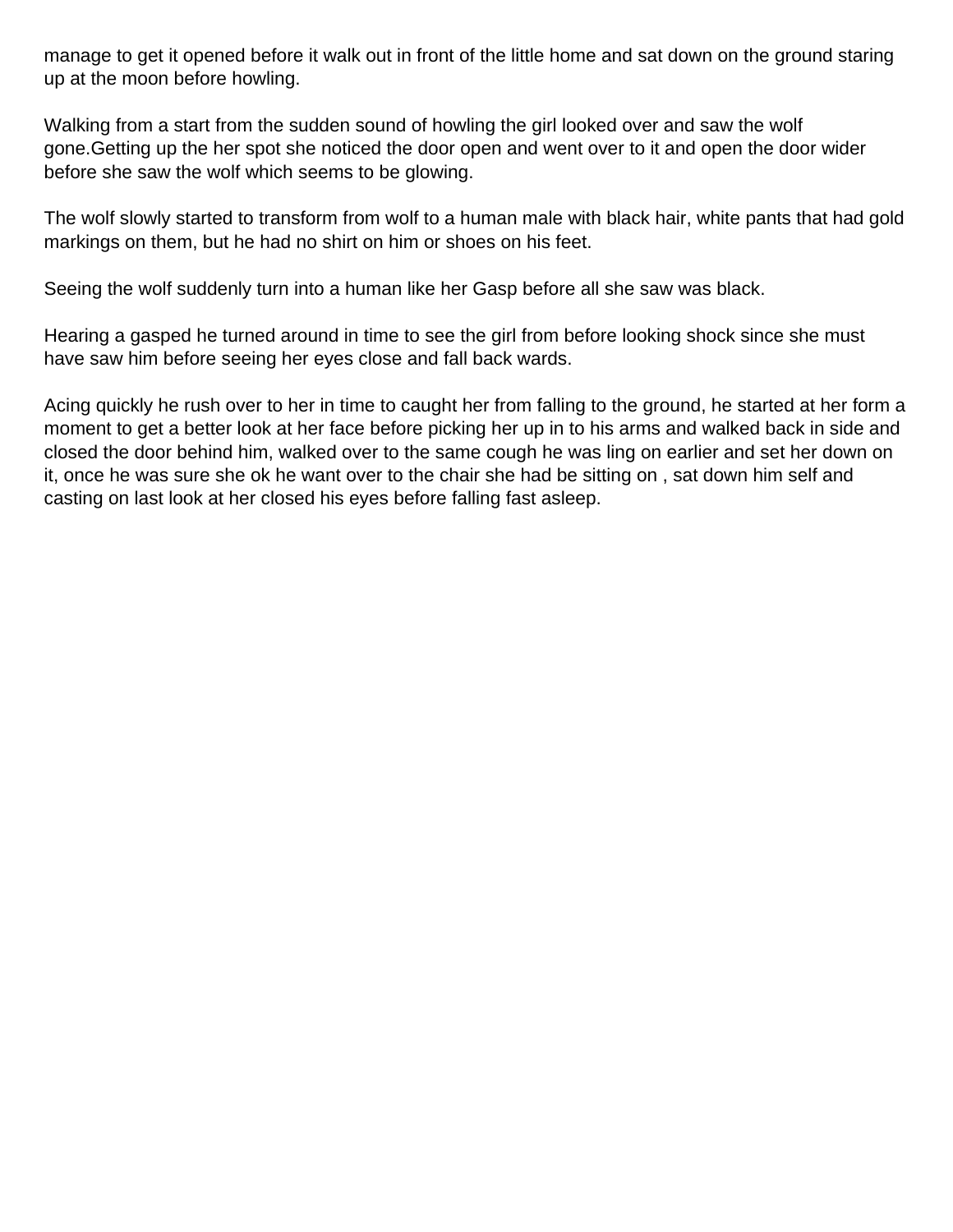manage to get it opened before it walk out in front of the little home and sat down on the ground staring up at the moon before howling.

Walking from a start from the sudden sound of howling the girl looked over and saw the wolf gone.Getting up the her spot she noticed the door open and went over to it and open the door wider before she saw the wolf which seems to be glowing.

The wolf slowly started to transform from wolf to a human male with black hair, white pants that had gold markings on them, but he had no shirt on him or shoes on his feet.

Seeing the wolf suddenly turn into a human like her Gasp before all she saw was black.

Hearing a gasped he turned around in time to see the girl from before looking shock since she must have saw him before seeing her eyes close and fall back wards.

Acing quickly he rush over to her in time to caught her from falling to the ground, he started at her form a moment to get a better look at her face before picking her up in to his arms and walked back in side and closed the door behind him, walked over to the same cough he was ling on earlier and set her down on it, once he was sure she ok he want over to the chair she had be sitting on , sat down him self and casting on last look at her closed his eyes before falling fast asleep.